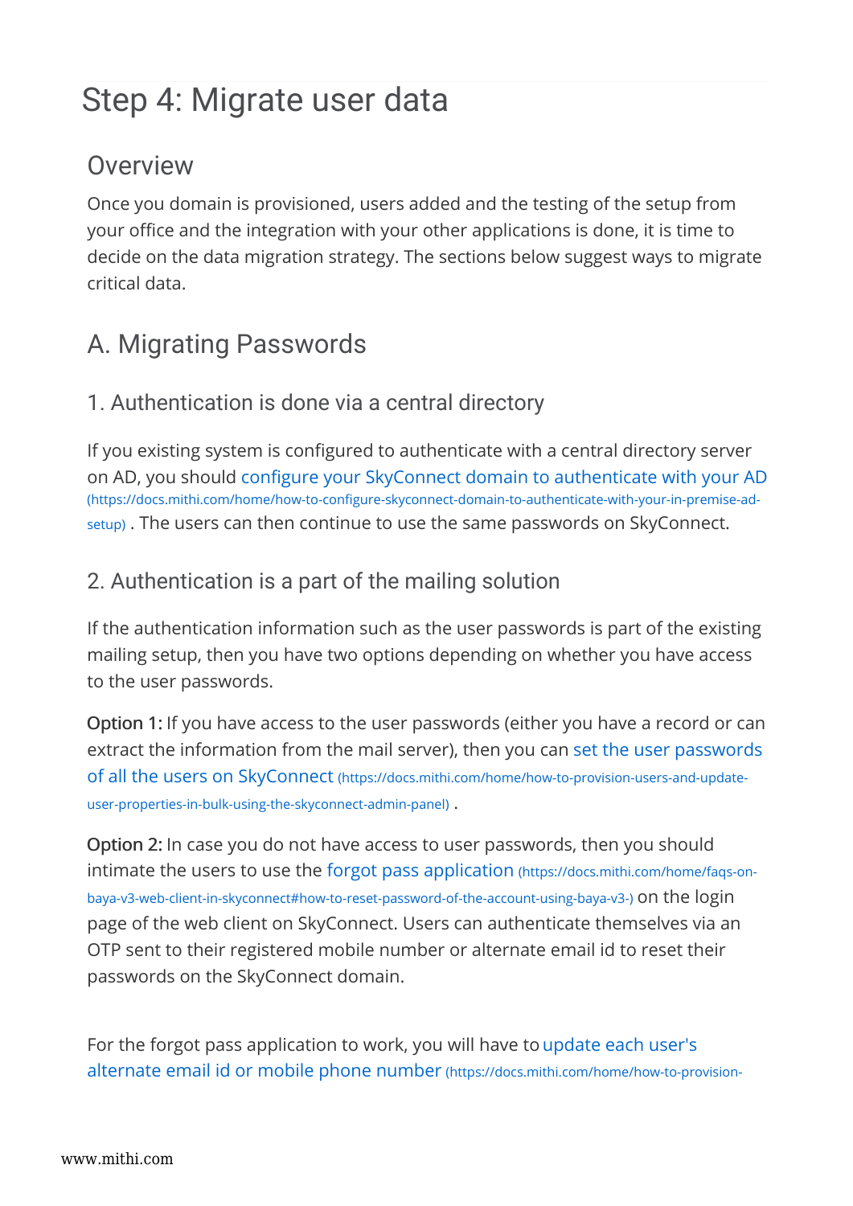# Step 4: Migrate user data

## Overview

Once you domain is provisioned, users added and the testing of the setup from your office and the integration with your other applications is done, it is time to decide on the data migration strategy. The sections below suggest ways to migrate critical data.

## A. Migrating Passwords

### 1. Authentication is done via a central directory

If you existing system is configured to authenticate with a central directory server on AD, you should configure your SkyConnect domain to authenticate with your AD (https://docs.mithi.com/home/how-to-configure-skyconnect-domain-to-authenticate-with-your-in-premise-ad-setup) . The users can then continue to use the same passwords on SkyConnect.

### 2. Authentication is a part of the mailing solution

If the authentication information such as the user passwords is part of the existing mailing setup, then you have two options depending on whether you have access to the user passwords.

**Option 1:** If you have access to the user passwords (either you have a record or can extract the information from the mail server), then you can set the user passwords of all the users on SkyConnect (https://docs.mithi.com/home/how-to-provision-users-and-update-user-properties-in-bulk-using-the-skyconnect-admin-panel) .

**Option 2:** In case you do not have access to user passwords, then you should intimate the users to use the forgot pass application (https://docs.mithi.com/home/faqs-on-baya-v3-web-client-in-skyconnect#how-to-reset-password-of-the-account-using-baya-v3-) on the login page of the web client on SkyConnect. Users can authenticate themselves via an OTP sent to their registered mobile number or alternate email id to reset their passwords on the SkyConnect domain.

For the forgot pass application to work, you will have to update each user's alternate email id or mobile phone number (https://docs.mithi.com/home/how-to-provision-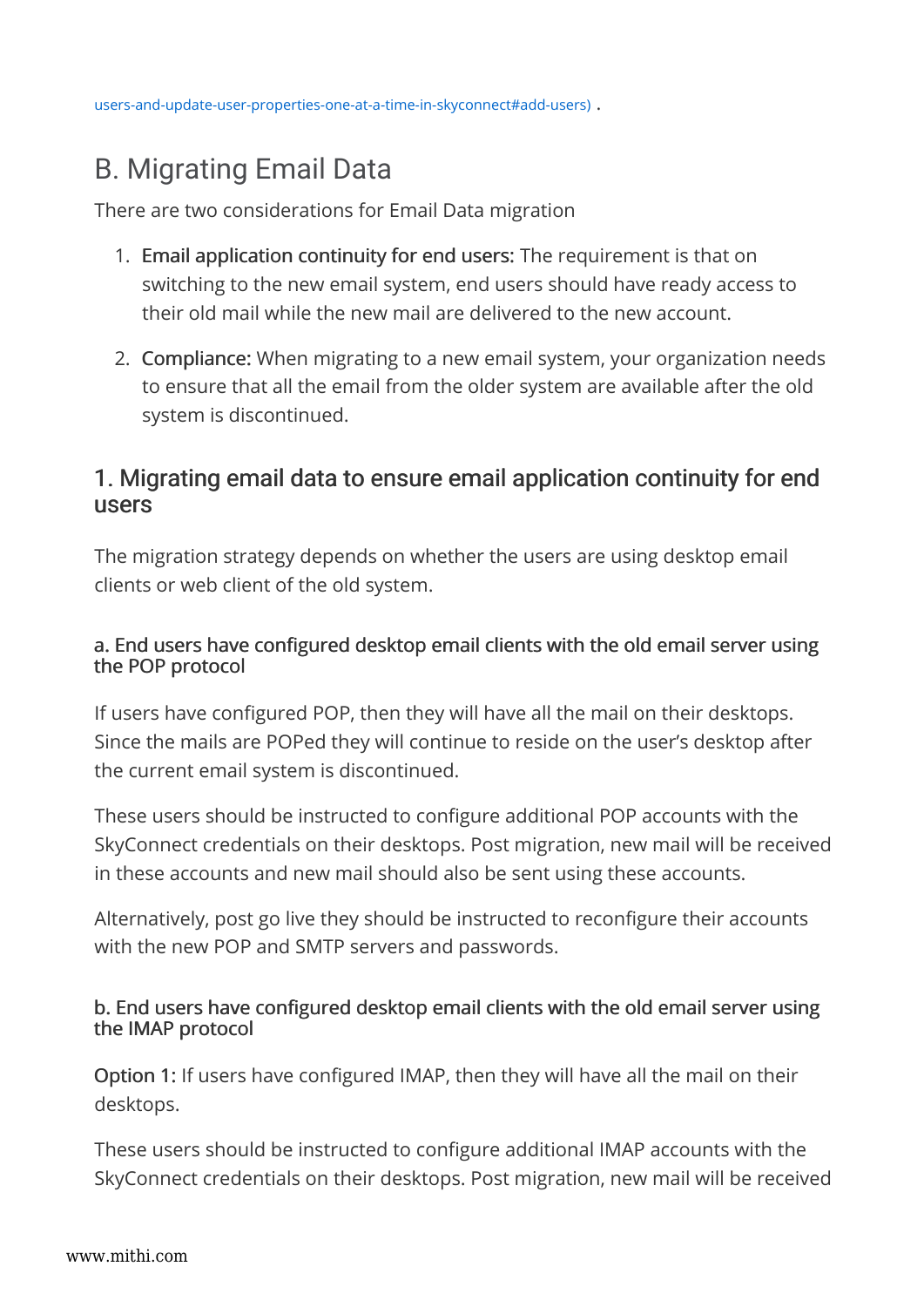users-and-update-user-properties-one-at-a-time-in-skyconnect#add-users) .

# B. Migrating Email Data

There are two considerations for Email Data migration

1. **Email application continuity for end users:** The requirement is that on switching to the new email system, end users should have ready access to their old mail while the new mail are delivered to the new account.

2. **Compliance:** When migrating to a new email system, your organization needs to ensure that all the email from the older system are available after the old system is discontinued.

## 1. Migrating email data to ensure email application continuity for end users

The migration strategy depends on whether the users are using desktop email clients or web client of the old system.

### a. End users have configured desktop email clients with the old email server using the POP protocol

If users have configured POP, then they will have all the mail on their desktops. Since the mails are POPed they will continue to reside on the user's desktop after the current email system is discontinued.

These users should be instructed to configure additional POP accounts with the SkyConnect credentials on their desktops. Post migration, new mail will be received in these accounts and new mail should also be sent using these accounts.

Alternatively, post go live they should be instructed to reconfigure their accounts with the new POP and SMTP servers and passwords.

### b. End users have configured desktop email clients with the old email server using the IMAP protocol

**Option 1:** If users have configured IMAP, then they will have all the mail on their desktops.

These users should be instructed to configure additional IMAP accounts with the SkyConnect credentials on their desktops. Post migration, new mail will be received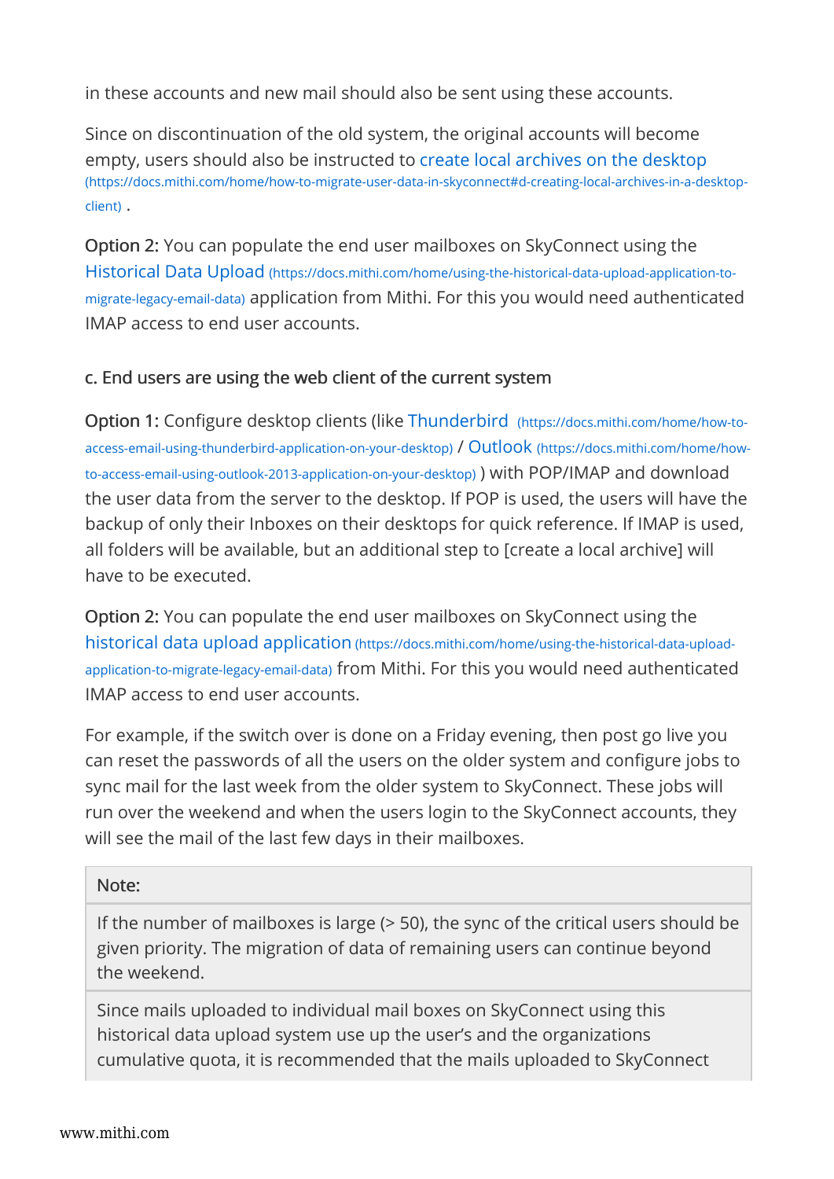in these accounts and new mail should also be sent using these accounts.

Since on discontinuation of the old system, the original accounts will become empty, users should also be instructed to [create local archives on the desktop](https://docs.mithi.com/home/how-to-migrate-user-data-in-skyconnect#d-creating-local-archives-in-a-desktop-client) .

**Option 2:** You can populate the end user mailboxes on SkyConnect using the [Historical Data Upload](https://docs.mithi.com/home/using-the-historical-data-upload-application-to-migrate-legacy-email-data) application from Mithi. For this you would need authenticated IMAP access to end user accounts.

#### c. End users are using the web client of the current system

**Option 1:** Configure desktop clients (like [Thunderbird](https://docs.mithi.com/home/how-to-access-email-using-thunderbird-application-on-your-desktop) / [Outlook](https://docs.mithi.com/home/how-to-access-email-using-outlook-2013-application-on-your-desktop) ) with POP/IMAP and download the user data from the server to the desktop. If POP is used, the users will have the backup of only their Inboxes on their desktops for quick reference. If IMAP is used, all folders will be available, but an additional step to [create a local archive] will have to be executed.

**Option 2:** You can populate the end user mailboxes on SkyConnect using the [historical data upload application](https://docs.mithi.com/home/using-the-historical-data-upload-application-to-migrate-legacy-email-data) from Mithi. For this you would need authenticated IMAP access to end user accounts.

For example, if the switch over is done on a Friday evening, then post go live you can reset the passwords of all the users on the older system and configure jobs to sync mail for the last week from the older system to SkyConnect. These jobs will run over the weekend and when the users login to the SkyConnect accounts, they will see the mail of the last few days in their mailboxes.

| Note: |
| --- |
| If the number of mailboxes is large (> 50), the sync of the critical users should be given priority. The migration of data of remaining users can continue beyond the weekend. |
| Since mails uploaded to individual mail boxes on SkyConnect using this historical data upload system use up the user's and the organizations cumulative quota, it is recommended that the mails uploaded to SkyConnect |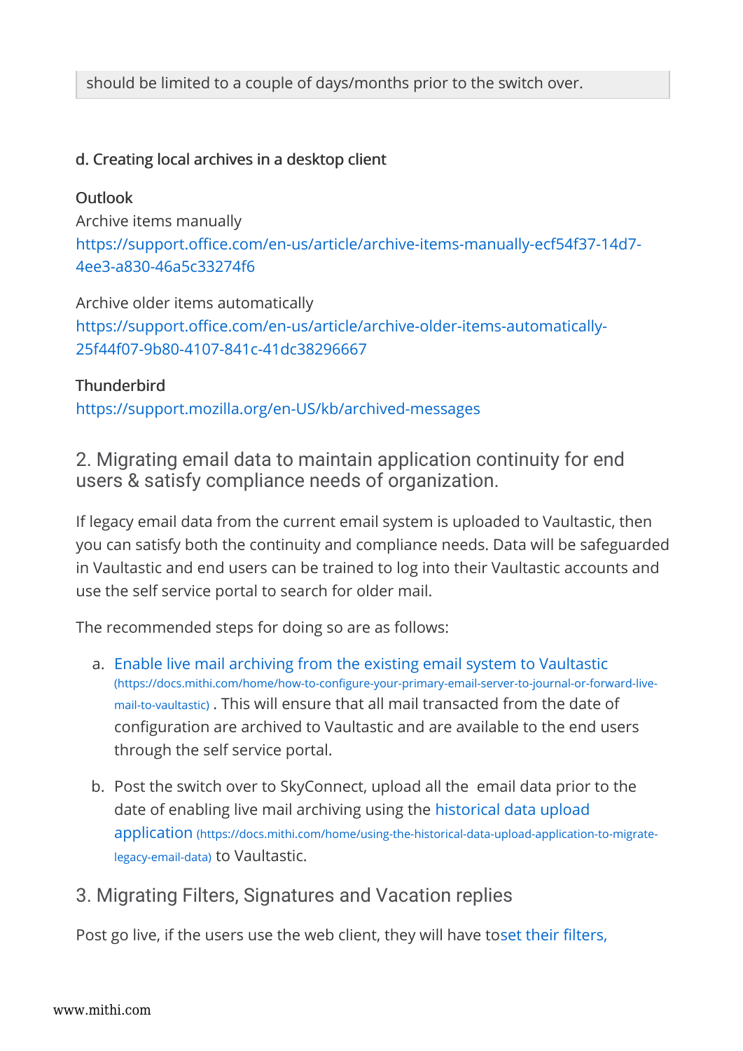should be limited to a couple of days/months prior to the switch over.

#### d. Creating local archives in a desktop client

**Outlook**

Archive items manually
https://support.office.com/en-us/article/archive-items-manually-ecf54f37-14d7-4ee3-a830-46a5c33274f6

Archive older items automatically
https://support.office.com/en-us/article/archive-older-items-automatically-25f44f07-9b80-4107-841c-41dc38296667

**Thunderbird**

https://support.mozilla.org/en-US/kb/archived-messages

## 2. Migrating email data to maintain application continuity for end users & satisfy compliance needs of organization.

If legacy email data from the current email system is uploaded to Vaultastic, then you can satisfy both the continuity and compliance needs. Data will be safeguarded in Vaultastic and end users can be trained to log into their Vaultastic accounts and use the self service portal to search for older mail.

The recommended steps for doing so are as follows:

a. Enable live mail archiving from the existing email system to Vaultastic (https://docs.mithi.com/home/how-to-configure-your-primary-email-server-to-journal-or-forward-live-mail-to-vaultastic) . This will ensure that all mail transacted from the date of configuration are archived to Vaultastic and are available to the end users through the self service portal.

b. Post the switch over to SkyConnect, upload all the email data prior to the date of enabling live mail archiving using the historical data upload application (https://docs.mithi.com/home/using-the-historical-data-upload-application-to-migrate-legacy-email-data) to Vaultastic.

## 3. Migrating Filters, Signatures and Vacation replies

Post go live, if the users use the web client, they will have toset their filters,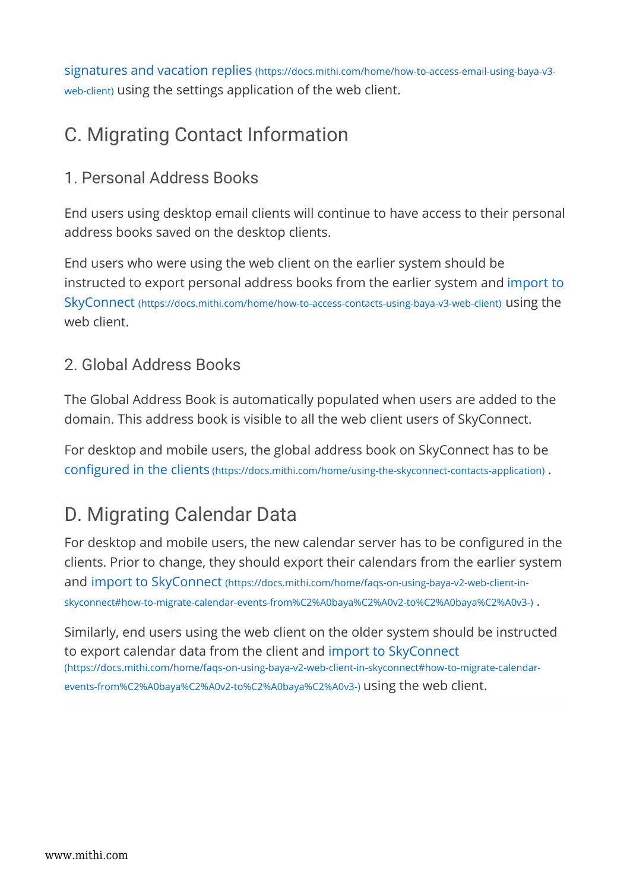signatures and vacation replies (https://docs.mithi.com/home/how-to-access-email-using-baya-v3-web-client) using the settings application of the web client.

## C. Migrating Contact Information

### 1. Personal Address Books

End users using desktop email clients will continue to have access to their personal address books saved on the desktop clients.

End users who were using the web client on the earlier system should be instructed to export personal address books from the earlier system and import to SkyConnect (https://docs.mithi.com/home/how-to-access-contacts-using-baya-v3-web-client) using the web client.

### 2. Global Address Books

The Global Address Book is automatically populated when users are added to the domain. This address book is visible to all the web client users of SkyConnect.

For desktop and mobile users, the global address book on SkyConnect has to be configured in the clients (https://docs.mithi.com/home/using-the-skyconnect-contacts-application) .

## D. Migrating Calendar Data

For desktop and mobile users, the new calendar server has to be configured in the clients. Prior to change, they should export their calendars from the earlier system and import to SkyConnect (https://docs.mithi.com/home/faqs-on-using-baya-v2-web-client-in-skyconnect#how-to-migrate-calendar-events-from%C2%A0baya%C2%A0v2-to%C2%A0baya%C2%A0v3-) .

Similarly, end users using the web client on the older system should be instructed to export calendar data from the client and import to SkyConnect (https://docs.mithi.com/home/faqs-on-using-baya-v2-web-client-in-skyconnect#how-to-migrate-calendar-events-from%C2%A0baya%C2%A0v2-to%C2%A0baya%C2%A0v3-) using the web client.